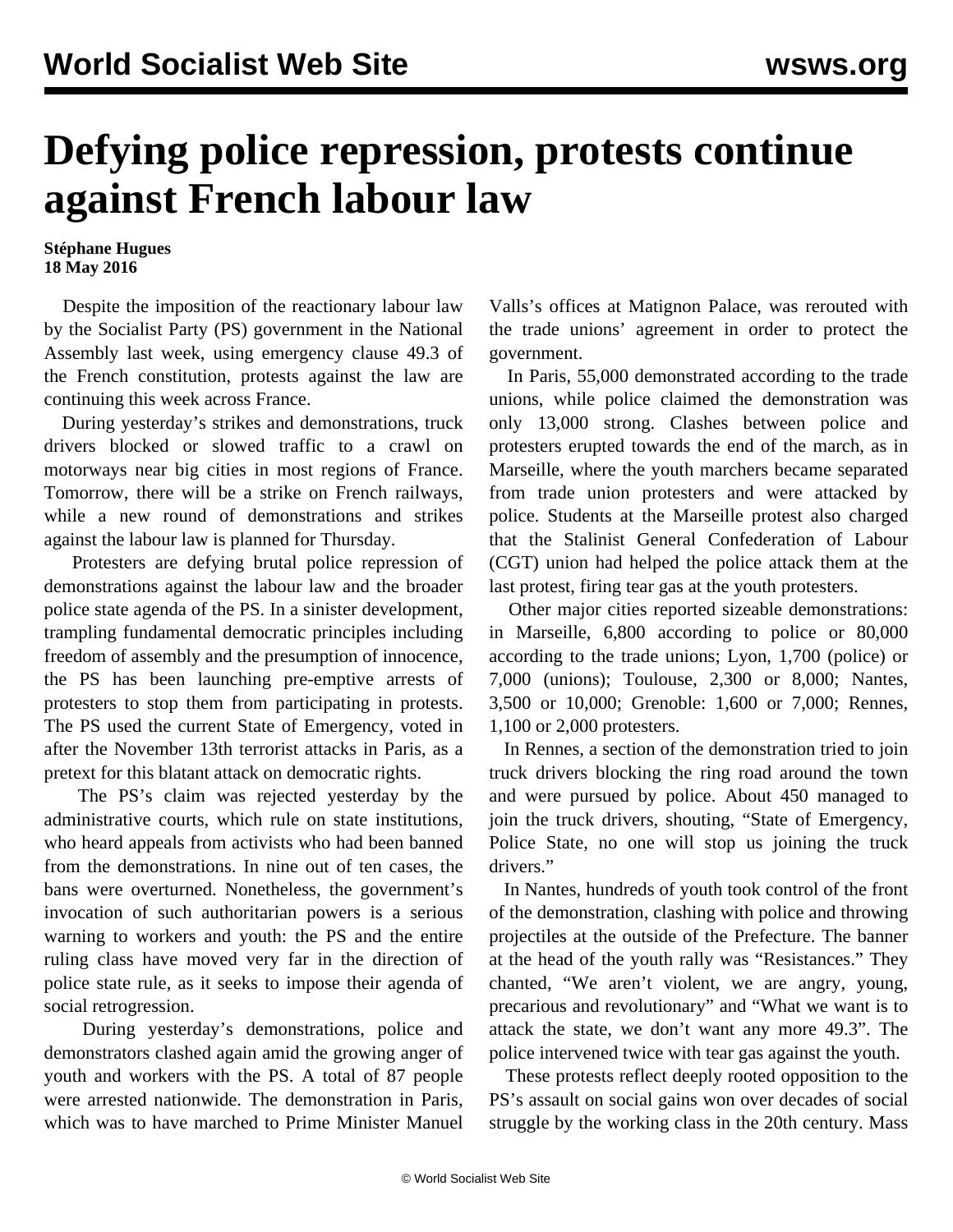# Defying police repression, protests continue against French labour law

**Stéphane Hugues**
**18 May 2016**

Despite the imposition of the reactionary labour law by the Socialist Party (PS) government in the National Assembly last week, using emergency clause 49.3 of the French constitution, protests against the law are continuing this week across France.

During yesterday's strikes and demonstrations, truck drivers blocked or slowed traffic to a crawl on motorways near big cities in most regions of France. Tomorrow, there will be a strike on French railways, while a new round of demonstrations and strikes against the labour law is planned for Thursday.

Protesters are defying brutal police repression of demonstrations against the labour law and the broader police state agenda of the PS. In a sinister development, trampling fundamental democratic principles including freedom of assembly and the presumption of innocence, the PS has been launching pre-emptive arrests of protesters to stop them from participating in protests. The PS used the current State of Emergency, voted in after the November 13th terrorist attacks in Paris, as a pretext for this blatant attack on democratic rights.

The PS's claim was rejected yesterday by the administrative courts, which rule on state institutions, who heard appeals from activists who had been banned from the demonstrations. In nine out of ten cases, the bans were overturned. Nonetheless, the government's invocation of such authoritarian powers is a serious warning to workers and youth: the PS and the entire ruling class have moved very far in the direction of police state rule, as it seeks to impose their agenda of social retrogression.

During yesterday's demonstrations, police and demonstrators clashed again amid the growing anger of youth and workers with the PS. A total of 87 people were arrested nationwide. The demonstration in Paris, which was to have marched to Prime Minister Manuel Valls's offices at Matignon Palace, was rerouted with the trade unions' agreement in order to protect the government.

In Paris, 55,000 demonstrated according to the trade unions, while police claimed the demonstration was only 13,000 strong. Clashes between police and protesters erupted towards the end of the march, as in Marseille, where the youth marchers became separated from trade union protesters and were attacked by police. Students at the Marseille protest also charged that the Stalinist General Confederation of Labour (CGT) union had helped the police attack them at the last protest, firing tear gas at the youth protesters.

Other major cities reported sizeable demonstrations: in Marseille, 6,800 according to police or 80,000 according to the trade unions; Lyon, 1,700 (police) or 7,000 (unions); Toulouse, 2,300 or 8,000; Nantes, 3,500 or 10,000; Grenoble: 1,600 or 7,000; Rennes, 1,100 or 2,000 protesters.

In Rennes, a section of the demonstration tried to join truck drivers blocking the ring road around the town and were pursued by police. About 450 managed to join the truck drivers, shouting, "State of Emergency, Police State, no one will stop us joining the truck drivers."

In Nantes, hundreds of youth took control of the front of the demonstration, clashing with police and throwing projectiles at the outside of the Prefecture. The banner at the head of the youth rally was "Resistances." They chanted, "We aren't violent, we are angry, young, precarious and revolutionary" and "What we want is to attack the state, we don't want any more 49.3". The police intervened twice with tear gas against the youth.

These protests reflect deeply rooted opposition to the PS's assault on social gains won over decades of social struggle by the working class in the 20th century. Mass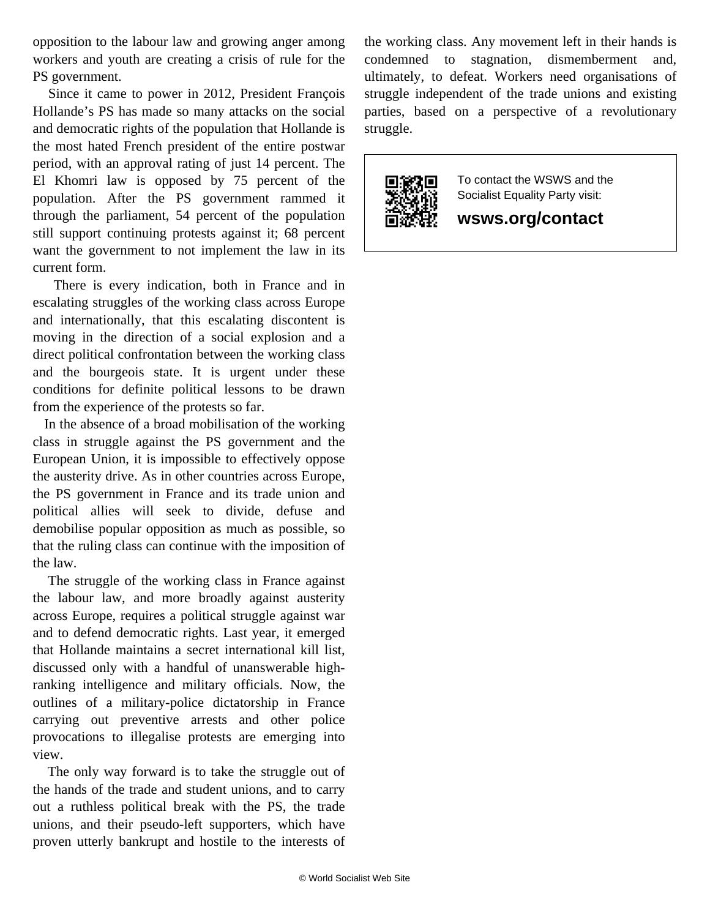opposition to the labour law and growing anger among workers and youth are creating a crisis of rule for the PS government.

Since it came to power in 2012, President François Hollande's PS has made so many attacks on the social and democratic rights of the population that Hollande is the most hated French president of the entire postwar period, with an approval rating of just 14 percent. The El Khomri law is opposed by 75 percent of the population. After the PS government rammed it through the parliament, 54 percent of the population still support continuing protests against it; 68 percent want the government to not implement the law in its current form.

There is every indication, both in France and in escalating struggles of the working class across Europe and internationally, that this escalating discontent is moving in the direction of a social explosion and a direct political confrontation between the working class and the bourgeois state. It is urgent under these conditions for definite political lessons to be drawn from the experience of the protests so far.

In the absence of a broad mobilisation of the working class in struggle against the PS government and the European Union, it is impossible to effectively oppose the austerity drive. As in other countries across Europe, the PS government in France and its trade union and political allies will seek to divide, defuse and demobilise popular opposition as much as possible, so that the ruling class can continue with the imposition of the law.

The struggle of the working class in France against the labour law, and more broadly against austerity across Europe, requires a political struggle against war and to defend democratic rights. Last year, it emerged that Hollande maintains a secret international kill list, discussed only with a handful of unanswerable high-ranking intelligence and military officials. Now, the outlines of a military-police dictatorship in France carrying out preventive arrests and other police provocations to illegalise protests are emerging into view.

The only way forward is to take the struggle out of the hands of the trade and student unions, and to carry out a ruthless political break with the PS, the trade unions, and their pseudo-left supporters, which have proven utterly bankrupt and hostile to the interests of the working class. Any movement left in their hands is condemned to stagnation, dismemberment and, ultimately, to defeat. Workers need organisations of struggle independent of the trade unions and existing parties, based on a perspective of a revolutionary struggle.

To contact the WSWS and the Socialist Equality Party visit:

**wsws.org/contact**